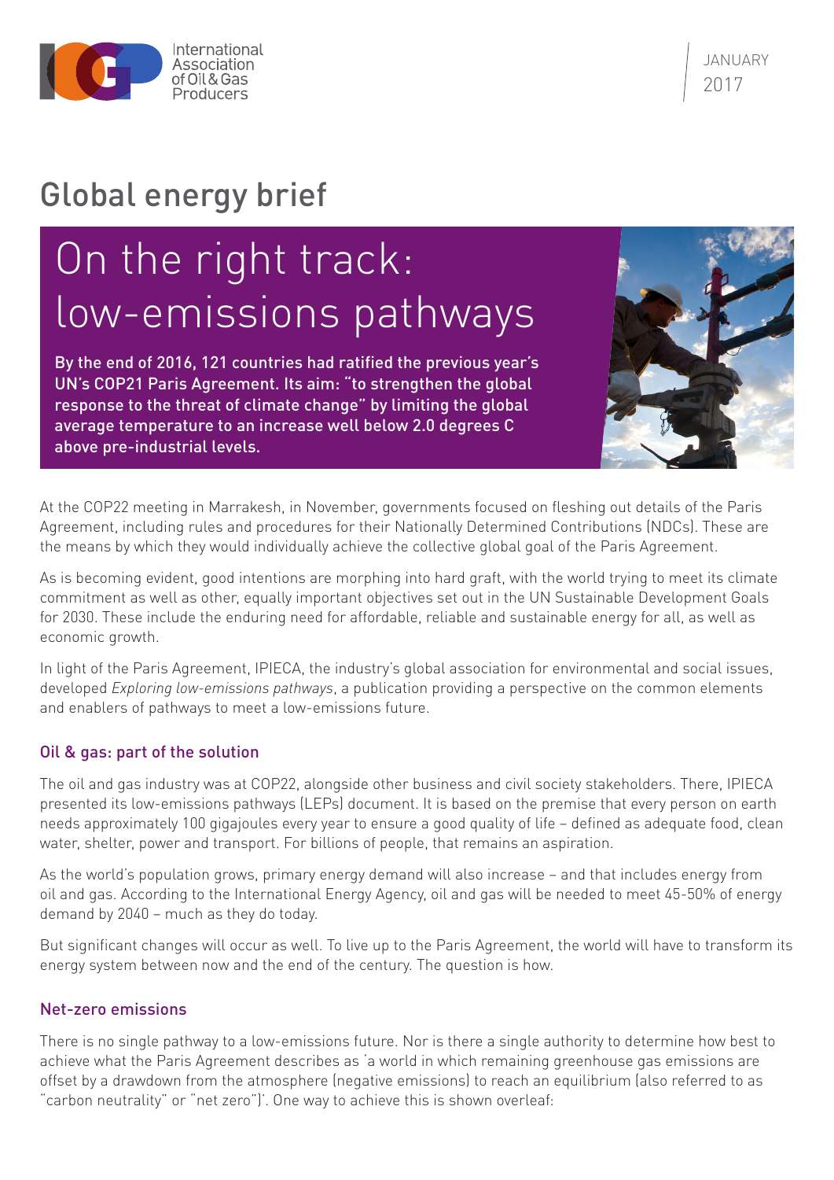International Association of Oil & Gas Producers

JANUARY 2017

# Global energy brief

## On the right track: low-emissions pathways

**By the end of 2016, 121 countries had ratified the previous year's UN's COP21 Paris Agreement. Its aim: "to strengthen the global response to the threat of climate change" by limiting the global average temperature to an increase well below 2.0 degrees C above pre-industrial levels.**

At the COP22 meeting in Marrakesh, in November, governments focused on fleshing out details of the Paris Agreement, including rules and procedures for their Nationally Determined Contributions (NDCs). These are the means by which they would individually achieve the collective global goal of the Paris Agreement.

As is becoming evident, good intentions are morphing into hard graft, with the world trying to meet its climate commitment as well as other, equally important objectives set out in the UN Sustainable Development Goals for 2030. These include the enduring need for affordable, reliable and sustainable energy for all, as well as economic growth.

In light of the Paris Agreement, IPIECA, the industry's global association for environmental and social issues, developed *Exploring low-emissions pathways*, a publication providing a perspective on the common elements and enablers of pathways to meet a low-emissions future.

### Oil & gas: part of the solution

The oil and gas industry was at COP22, alongside other business and civil society stakeholders. There, IPIECA presented its low-emissions pathways (LEPs) document. It is based on the premise that every person on earth needs approximately 100 gigajoules every year to ensure a good quality of life – defined as adequate food, clean water, shelter, power and transport. For billions of people, that remains an aspiration.

As the world's population grows, primary energy demand will also increase – and that includes energy from oil and gas. According to the International Energy Agency, oil and gas will be needed to meet 45-50% of energy demand by 2040 – much as they do today.

But significant changes will occur as well. To live up to the Paris Agreement, the world will have to transform its energy system between now and the end of the century. The question is how.

### Net-zero emissions

There is no single pathway to a low-emissions future. Nor is there a single authority to determine how best to achieve what the Paris Agreement describes as 'a world in which remaining greenhouse gas emissions are offset by a drawdown from the atmosphere (negative emissions) to reach an equilibrium (also referred to as "carbon neutrality" or "net zero")'. One way to achieve this is shown overleaf: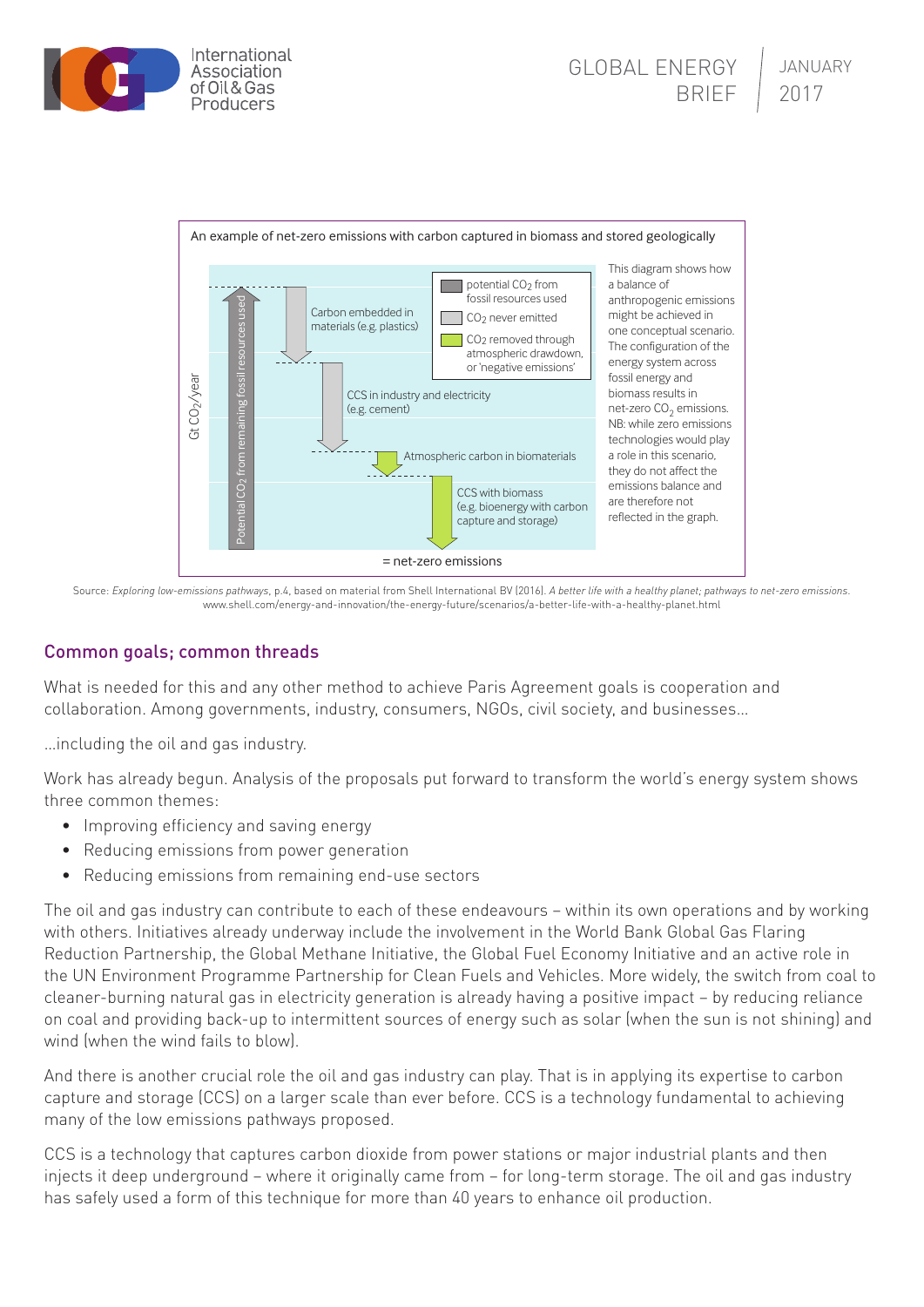An example of net-zero emissions with carbon captured in biomass and stored geologically

Gt $CO_2$/year

Potential $CO_2$ from remaining fossil resources used

Carbon embedded in materials (e.g. plastics)

CCS in industry and electricity (e.g. cement)

Atmospheric carbon in biomaterials

CCS with biomass (e.g. bioenergy with carbon capture and storage)

= net-zero emissions

potential $CO_2$ from fossil resources used

$CO_2$ never emitted

$CO_2$ removed through atmospheric drawdown, or 'negative emissions'

This diagram shows how a balance of anthropogenic emissions might be achieved in one conceptual scenario. The configuration of the energy system across fossil energy and biomass results in net-zero $CO_2$ emissions. NB: while zero emissions technologies would play a role in this scenario, they do not affect the emissions balance and are therefore not reflected in the graph.

Source: *Exploring low-emissions pathways*, p.4, based on material from Shell International BV (2016). *A better life with a healthy planet; pathways to net-zero emissions*. www.shell.com/energy-and-innovation/the-energy-future/scenarios/a-better-life-with-a-healthy-planet.html

## Common goals; common threads

What is needed for this and any other method to achieve Paris Agreement goals is cooperation and collaboration. Among governments, industry, consumers, NGOs, civil society, and businesses…

…including the oil and gas industry.

Work has already begun. Analysis of the proposals put forward to transform the world's energy system shows three common themes:

- Improving efficiency and saving energy
- Reducing emissions from power generation
- Reducing emissions from remaining end-use sectors

The oil and gas industry can contribute to each of these endeavours – within its own operations and by working with others. Initiatives already underway include the involvement in the World Bank Global Gas Flaring Reduction Partnership, the Global Methane Initiative, the Global Fuel Economy Initiative and an active role in the UN Environment Programme Partnership for Clean Fuels and Vehicles. More widely, the switch from coal to cleaner-burning natural gas in electricity generation is already having a positive impact – by reducing reliance on coal and providing back-up to intermittent sources of energy such as solar (when the sun is not shining) and wind (when the wind fails to blow).

And there is another crucial role the oil and gas industry can play. That is in applying its expertise to carbon capture and storage (CCS) on a larger scale than ever before. CCS is a technology fundamental to achieving many of the low emissions pathways proposed.

CCS is a technology that captures carbon dioxide from power stations or major industrial plants and then injects it deep underground – where it originally came from – for long-term storage. The oil and gas industry has safely used a form of this technique for more than 40 years to enhance oil production.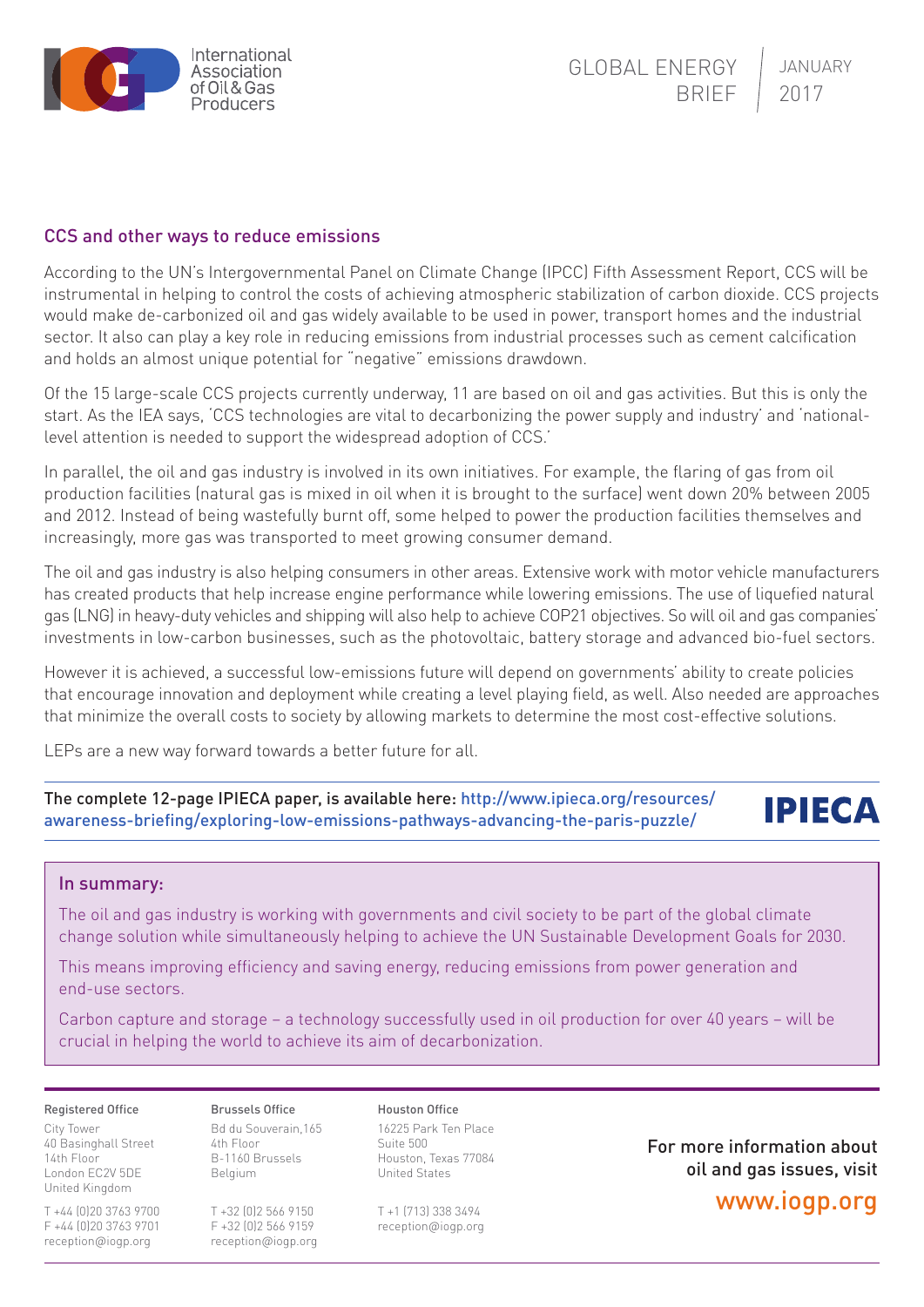## CCS and other ways to reduce emissions

According to the UN's Intergovernmental Panel on Climate Change (IPCC) Fifth Assessment Report, CCS will be instrumental in helping to control the costs of achieving atmospheric stabilization of carbon dioxide. CCS projects would make de-carbonized oil and gas widely available to be used in power, transport homes and the industrial sector. It also can play a key role in reducing emissions from industrial processes such as cement calcification and holds an almost unique potential for "negative" emissions drawdown.

Of the 15 large-scale CCS projects currently underway, 11 are based on oil and gas activities. But this is only the start. As the IEA says, 'CCS technologies are vital to decarbonizing the power supply and industry' and 'national-level attention is needed to support the widespread adoption of CCS.'

In parallel, the oil and gas industry is involved in its own initiatives. For example, the flaring of gas from oil production facilities (natural gas is mixed in oil when it is brought to the surface) went down 20% between 2005 and 2012. Instead of being wastefully burnt off, some helped to power the production facilities themselves and increasingly, more gas was transported to meet growing consumer demand.

The oil and gas industry is also helping consumers in other areas. Extensive work with motor vehicle manufacturers has created products that help increase engine performance while lowering emissions. The use of liquefied natural gas (LNG) in heavy-duty vehicles and shipping will also help to achieve COP21 objectives. So will oil and gas companies' investments in low-carbon businesses, such as the photovoltaic, battery storage and advanced bio-fuel sectors.

However it is achieved, a successful low-emissions future will depend on governments' ability to create policies that encourage innovation and deployment while creating a level playing field, as well. Also needed are approaches that minimize the overall costs to society by allowing markets to determine the most cost-effective solutions.

LEPs are a new way forward towards a better future for all.

The complete 12-page IPIECA paper, is available here: http://www.ipieca.org/resources/awareness-briefing/exploring-low-emissions-pathways-advancing-the-paris-puzzle/

IPIECA

### In summary:

The oil and gas industry is working with governments and civil society to be part of the global climate change solution while simultaneously helping to achieve the UN Sustainable Development Goals for 2030.

This means improving efficiency and saving energy, reducing emissions from power generation and end-use sectors.

Carbon capture and storage – a technology successfully used in oil production for over 40 years – will be crucial in helping the world to achieve its aim of decarbonization.

**Registered Office**
City Tower
40 Basinghall Street
14th Floor
London EC2V 5DE
United Kingdom

T +44 (0)20 3763 9700
F +44 (0)20 3763 9701
reception@iogp.org

**Brussels Office**
Bd du Souverain,165
4th Floor
B-1160 Brussels
Belgium

T +32 (0)2 566 9150
F +32 (0)2 566 9159
reception@iogp.org

**Houston Office**
16225 Park Ten Place
Suite 500
Houston, Texas 77084
United States

T +1 (713) 338 3494
reception@iogp.org

For more information about oil and gas issues, visit
www.iogp.org